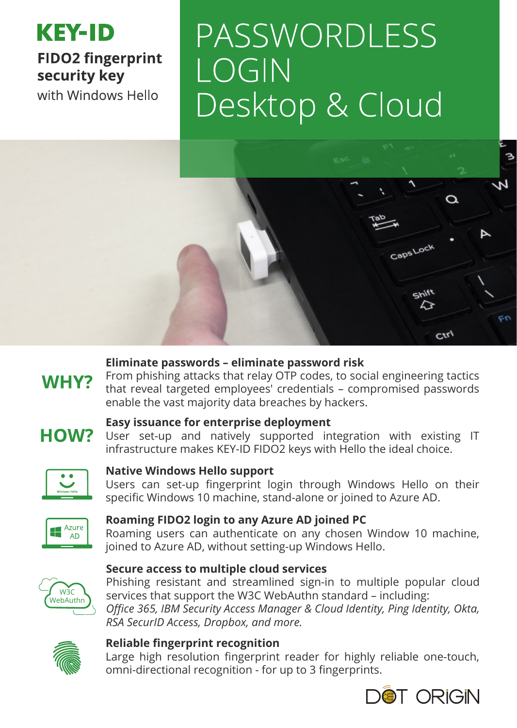# KEY-ID

**FIDO2 fingerprint security key**

with Windows Hello

# PASSWORDLESS LOGIN Desktop & Cloud

## WHY?

**Eliminate passwords – eliminate password risk**

From phishing attacks that relay OTP codes, to social engineering tactics that reveal targeted employees' credentials – compromised passwords enable the vast majority data breaches by hackers.

## HOW?

**Easy issuance for enterprise deployment**

User set-up and natively supported integration with existing IT infrastructure makes KEY-ID FIDO2 keys with Hello the ideal choice.

**Native Windows Hello support**

Users can set-up fingerprint login through Windows Hello on their specific Windows 10 machine, stand-alone or joined to Azure AD.

**Roaming FIDO2 login to any Azure AD joined PC**

Roaming users can authenticate on any chosen Window 10 machine, joined to Azure AD, without setting-up Windows Hello.

**Secure access to multiple cloud services**

Phishing resistant and streamlined sign-in to multiple popular cloud services that support the W3C WebAuthn standard – including: *Office 365, IBM Security Access Manager & Cloud Identity, Ping Identity, Okta, RSA SecurID Access, Dropbox, and more.*

**Reliable fingerprint recognition**

Large high resolution fingerprint reader for highly reliable one-touch, omni-directional recognition - for up to 3 fingerprints.

DOT ORIGIN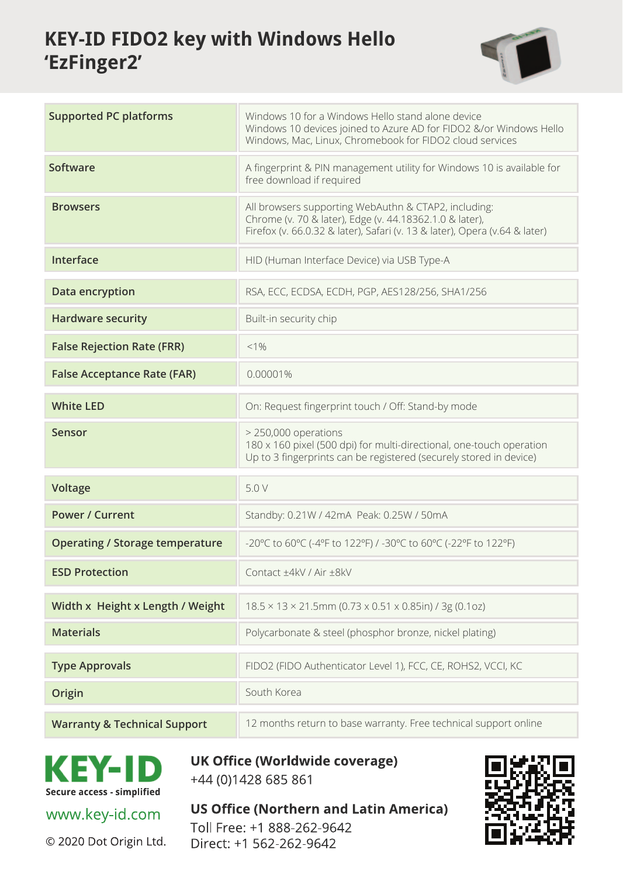# KEY-ID FIDO2 key with Windows Hello 'EzFinger2'

| | |
|---|---|
| **Supported PC platforms** | Windows 10 for a Windows Hello stand alone device<br>Windows 10 devices joined to Azure AD for FIDO2 &/or Windows Hello<br>Windows, Mac, Linux, Chromebook for FIDO2 cloud services |
| **Software** | A fingerprint & PIN management utility for Windows 10 is available for free download if required |
| **Browsers** | All browsers supporting WebAuthn & CTAP2, including:<br>Chrome (v. 70 & later), Edge (v. 44.18362.1.0 & later),<br>Firefox (v. 66.0.32 & later), Safari (v. 13 & later), Opera (v.64 & later) |
| **Interface** | HID (Human Interface Device) via USB Type-A |
| **Data encryption** | RSA, ECC, ECDSA, ECDH, PGP, AES128/256, SHA1/256 |
| **Hardware security** | Built-in security chip |
| **False Rejection Rate (FRR)** | <1% |
| **False Acceptance Rate (FAR)** | 0.00001% |
| **White LED** | On: Request fingerprint touch / Off: Stand-by mode |
| **Sensor** | > 250,000 operations<br>180 x 160 pixel (500 dpi) for multi-directional, one-touch operation<br>Up to 3 fingerprints can be registered (securely stored in device) |
| **Voltage** | 5.0 V |
| **Power / Current** | Standby: 0.21W / 42mA Peak: 0.25W / 50mA |
| **Operating / Storage temperature** | -20ºC to 60ºC (-4ºF to 122ºF) / -30ºC to 60ºC (-22ºF to 122ºF) |
| **ESD Protection** | Contact ±4kV / Air ±8kV |
| **Width x Height x Length / Weight** | 18.5 × 13 × 21.5mm (0.73 x 0.51 x 0.85in) / 3g (0.1oz) |
| **Materials** | Polycarbonate & steel (phosphor bronze, nickel plating) |
| **Type Approvals** | FIDO2 (FIDO Authenticator Level 1), FCC, CE, ROHS2, VCCI, KC |
| **Origin** | South Korea |
| **Warranty & Technical Support** | 12 months return to base warranty. Free technical support online |

**KEY-ID**
Secure access - simplified

www.key-id.com

© 2020 Dot Origin Ltd.

**UK Office (Worldwide coverage)**
+44 (0)1428 685 861

**US Office (Northern and Latin America)**
Toll Free: +1 888-262-9642
Direct: +1 562-262-9642